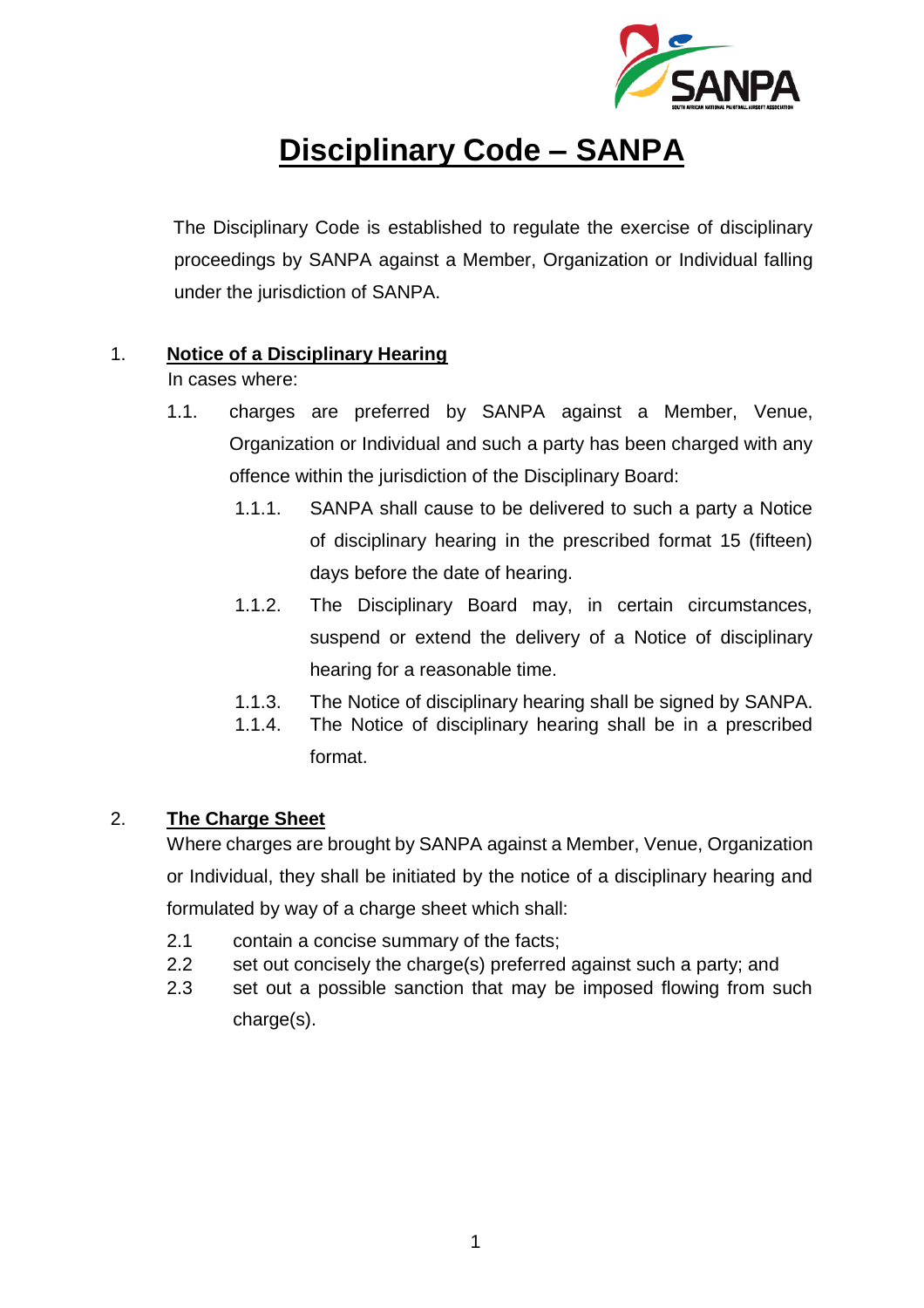# Disciplinary Code – SANPA

The Disciplinary Code is established to regulate the exercise of disciplinary proceedings by SANPA against a Member, Organization or Individual falling under the jurisdiction of SANPA.

## 1. Notice of a Disciplinary Hearing

In cases where:

1.1. charges are preferred by SANPA against a Member, Venue, Organization or Individual and such a party has been charged with any offence within the jurisdiction of the Disciplinary Board:

1.1.1. SANPA shall cause to be delivered to such a party a Notice of disciplinary hearing in the prescribed format 15 (fifteen) days before the date of hearing.

1.1.2. The Disciplinary Board may, in certain circumstances, suspend or extend the delivery of a Notice of disciplinary hearing for a reasonable time.

1.1.3. The Notice of disciplinary hearing shall be signed by SANPA.

1.1.4. The Notice of disciplinary hearing shall be in a prescribed format.

## 2. The Charge Sheet

Where charges are brought by SANPA against a Member, Venue, Organization or Individual, they shall be initiated by the notice of a disciplinary hearing and formulated by way of a charge sheet which shall:

2.1 contain a concise summary of the facts;

2.2 set out concisely the charge(s) preferred against such a party; and

2.3 set out a possible sanction that may be imposed flowing from such charge(s).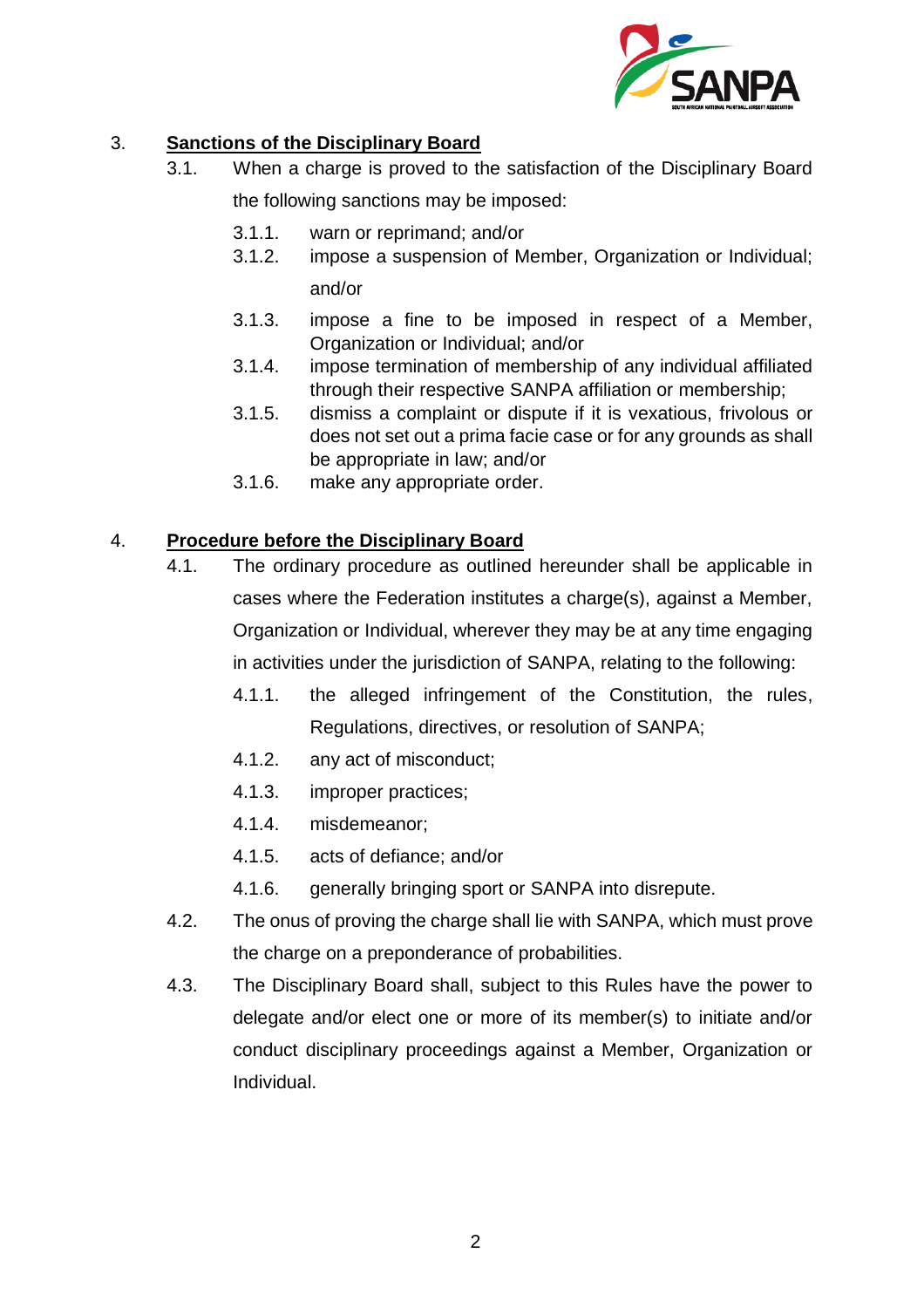## 3. Sanctions of the Disciplinary Board

3.1. When a charge is proved to the satisfaction of the Disciplinary Board the following sanctions may be imposed:

- 3.1.1. warn or reprimand; and/or
- 3.1.2. impose a suspension of Member, Organization or Individual; and/or
- 3.1.3. impose a fine to be imposed in respect of a Member, Organization or Individual; and/or
- 3.1.4. impose termination of membership of any individual affiliated through their respective SANPA affiliation or membership;
- 3.1.5. dismiss a complaint or dispute if it is vexatious, frivolous or does not set out a prima facie case or for any grounds as shall be appropriate in law; and/or
- 3.1.6. make any appropriate order.

## 4. Procedure before the Disciplinary Board

4.1. The ordinary procedure as outlined hereunder shall be applicable in cases where the Federation institutes a charge(s), against a Member, Organization or Individual, wherever they may be at any time engaging in activities under the jurisdiction of SANPA, relating to the following:

- 4.1.1. the alleged infringement of the Constitution, the rules, Regulations, directives, or resolution of SANPA;
- 4.1.2. any act of misconduct;
- 4.1.3. improper practices;
- 4.1.4. misdemeanor;
- 4.1.5. acts of defiance; and/or
- 4.1.6. generally bringing sport or SANPA into disrepute.

4.2. The onus of proving the charge shall lie with SANPA, which must prove the charge on a preponderance of probabilities.

4.3. The Disciplinary Board shall, subject to this Rules have the power to delegate and/or elect one or more of its member(s) to initiate and/or conduct disciplinary proceedings against a Member, Organization or Individual.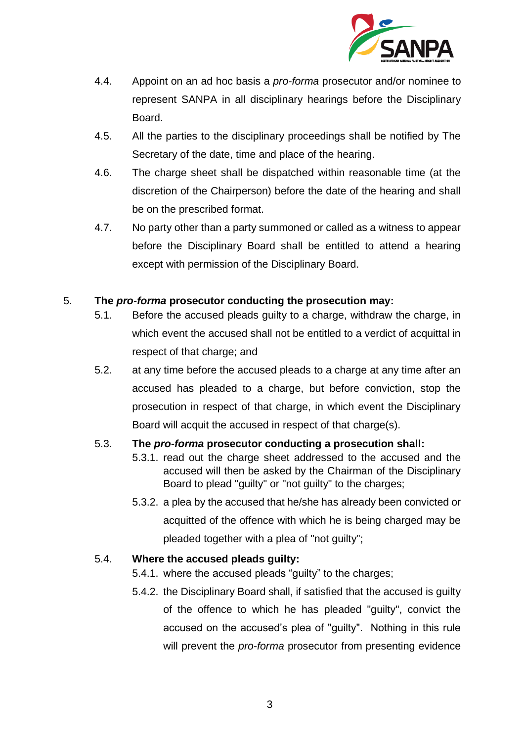4.4. Appoint on an ad hoc basis a *pro-forma* prosecutor and/or nominee to represent SANPA in all disciplinary hearings before the Disciplinary Board.

4.5. All the parties to the disciplinary proceedings shall be notified by The Secretary of the date, time and place of the hearing.

4.6. The charge sheet shall be dispatched within reasonable time (at the discretion of the Chairperson) before the date of the hearing and shall be on the prescribed format.

4.7. No party other than a party summoned or called as a witness to appear before the Disciplinary Board shall be entitled to attend a hearing except with permission of the Disciplinary Board.

5. **The *pro-forma* prosecutor conducting the prosecution may:**

5.1. Before the accused pleads guilty to a charge, withdraw the charge, in which event the accused shall not be entitled to a verdict of acquittal in respect of that charge; and

5.2. at any time before the accused pleads to a charge at any time after an accused has pleaded to a charge, but before conviction, stop the prosecution in respect of that charge, in which event the Disciplinary Board will acquit the accused in respect of that charge(s).

5.3. **The *pro-forma* prosecutor conducting a prosecution shall:**

5.3.1. read out the charge sheet addressed to the accused and the accused will then be asked by the Chairman of the Disciplinary Board to plead "guilty" or "not guilty" to the charges;

5.3.2. a plea by the accused that he/she has already been convicted or acquitted of the offence with which he is being charged may be pleaded together with a plea of "not guilty";

5.4. **Where the accused pleads guilty:**

5.4.1. where the accused pleads "guilty" to the charges;

5.4.2. the Disciplinary Board shall, if satisfied that the accused is guilty of the offence to which he has pleaded "guilty", convict the accused on the accused's plea of "guilty". Nothing in this rule will prevent the *pro-forma* prosecutor from presenting evidence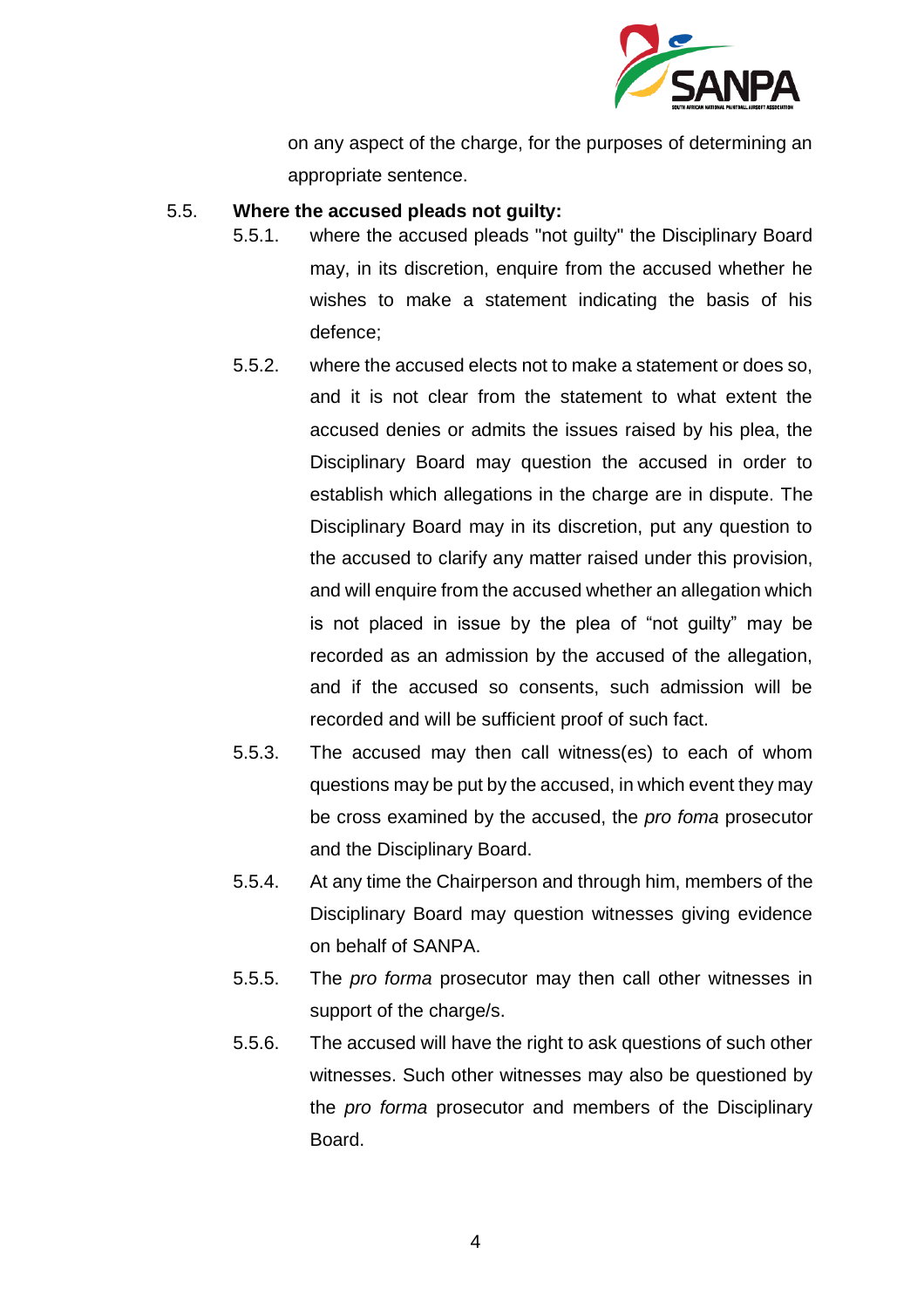on any aspect of the charge, for the purposes of determining an appropriate sentence.

5.5. **Where the accused pleads not guilty:**

5.5.1. where the accused pleads "not guilty" the Disciplinary Board may, in its discretion, enquire from the accused whether he wishes to make a statement indicating the basis of his defence;

5.5.2. where the accused elects not to make a statement or does so, and it is not clear from the statement to what extent the accused denies or admits the issues raised by his plea, the Disciplinary Board may question the accused in order to establish which allegations in the charge are in dispute. The Disciplinary Board may in its discretion, put any question to the accused to clarify any matter raised under this provision, and will enquire from the accused whether an allegation which is not placed in issue by the plea of "not guilty" may be recorded as an admission by the accused of the allegation, and if the accused so consents, such admission will be recorded and will be sufficient proof of such fact.

5.5.3. The accused may then call witness(es) to each of whom questions may be put by the accused, in which event they may be cross examined by the accused, the *pro foma* prosecutor and the Disciplinary Board.

5.5.4. At any time the Chairperson and through him, members of the Disciplinary Board may question witnesses giving evidence on behalf of SANPA.

5.5.5. The *pro forma* prosecutor may then call other witnesses in support of the charge/s.

5.5.6. The accused will have the right to ask questions of such other witnesses. Such other witnesses may also be questioned by the *pro forma* prosecutor and members of the Disciplinary Board.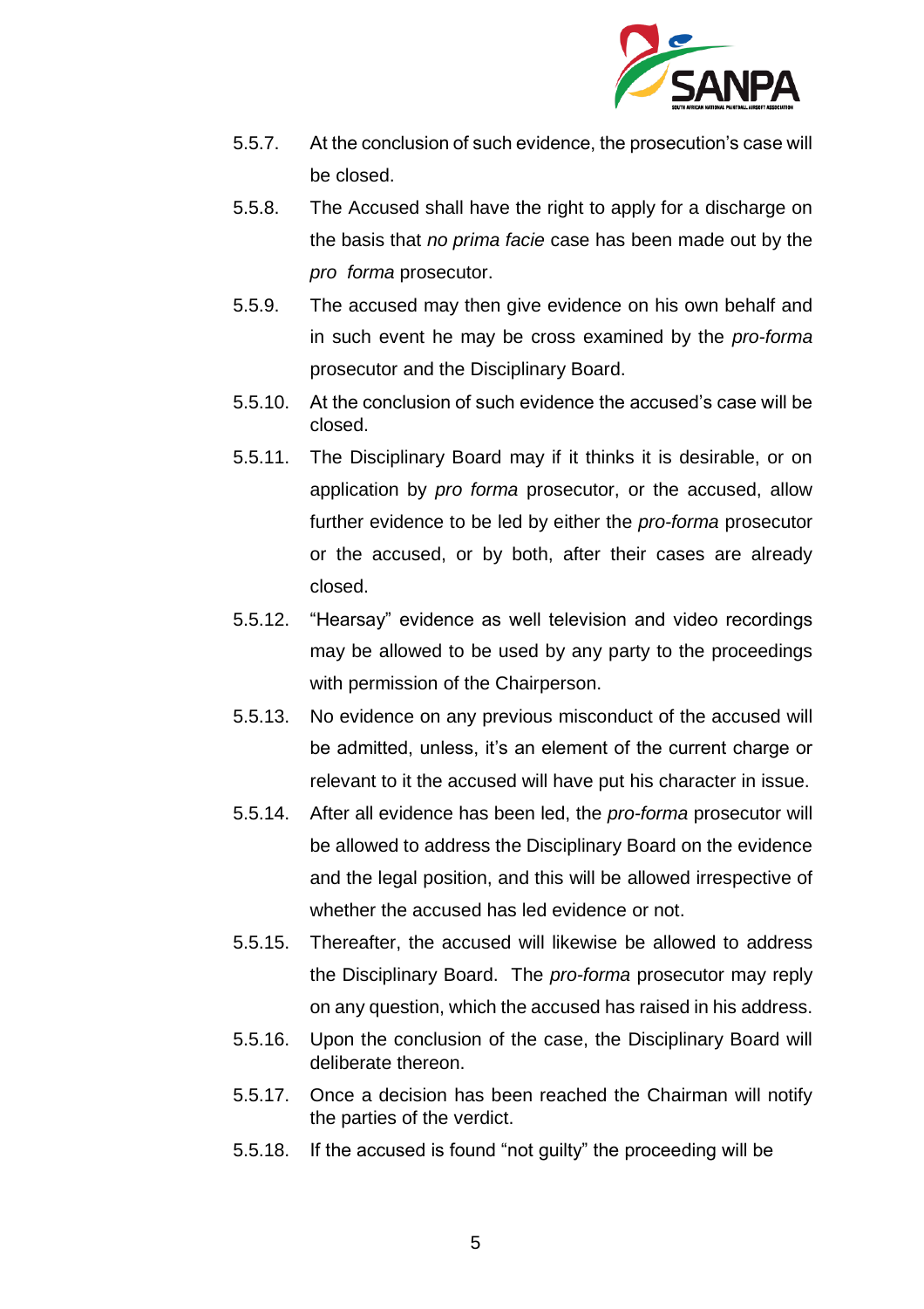5.5.7. At the conclusion of such evidence, the prosecution's case will be closed.

5.5.8. The Accused shall have the right to apply for a discharge on the basis that *no prima facie* case has been made out by the *pro forma* prosecutor.

5.5.9. The accused may then give evidence on his own behalf and in such event he may be cross examined by the *pro-forma* prosecutor and the Disciplinary Board.

5.5.10. At the conclusion of such evidence the accused's case will be closed.

5.5.11. The Disciplinary Board may if it thinks it is desirable, or on application by *pro forma* prosecutor, or the accused, allow further evidence to be led by either the *pro-forma* prosecutor or the accused, or by both, after their cases are already closed.

5.5.12. "Hearsay" evidence as well television and video recordings may be allowed to be used by any party to the proceedings with permission of the Chairperson.

5.5.13. No evidence on any previous misconduct of the accused will be admitted, unless, it's an element of the current charge or relevant to it the accused will have put his character in issue.

5.5.14. After all evidence has been led, the *pro-forma* prosecutor will be allowed to address the Disciplinary Board on the evidence and the legal position, and this will be allowed irrespective of whether the accused has led evidence or not.

5.5.15. Thereafter, the accused will likewise be allowed to address the Disciplinary Board. The *pro-forma* prosecutor may reply on any question, which the accused has raised in his address.

5.5.16. Upon the conclusion of the case, the Disciplinary Board will deliberate thereon.

5.5.17. Once a decision has been reached the Chairman will notify the parties of the verdict.

5.5.18. If the accused is found "not guilty" the proceeding will be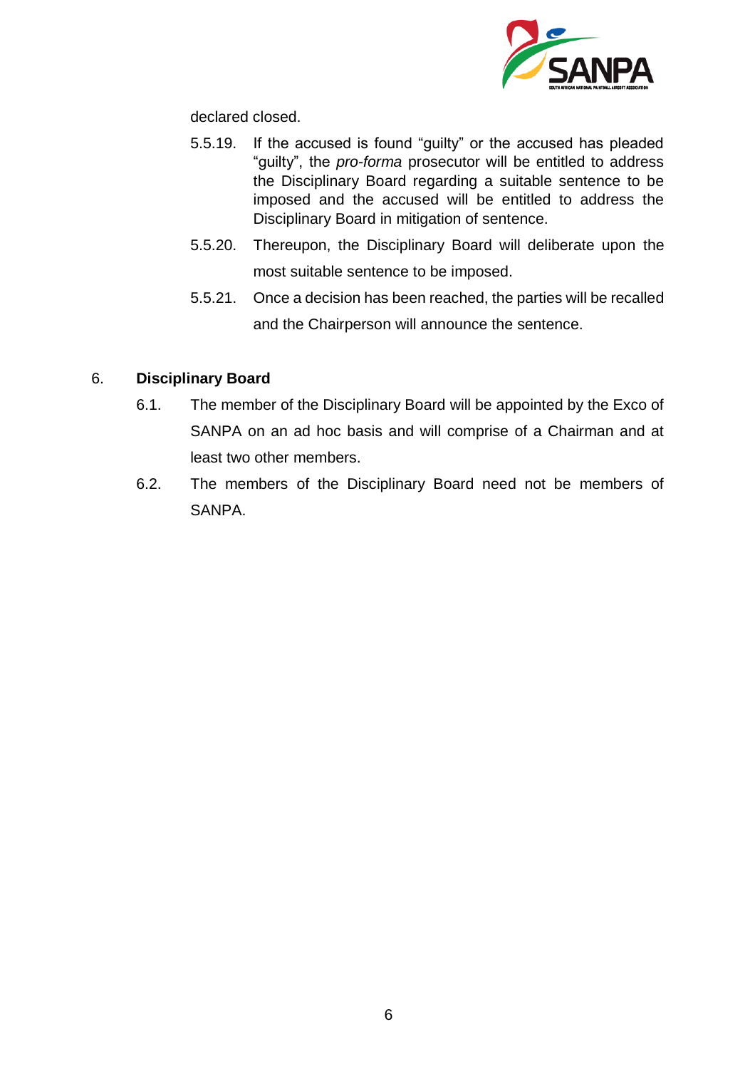declared closed.

5.5.19. If the accused is found "guilty" or the accused has pleaded "guilty", the *pro-forma* prosecutor will be entitled to address the Disciplinary Board regarding a suitable sentence to be imposed and the accused will be entitled to address the Disciplinary Board in mitigation of sentence.

5.5.20. Thereupon, the Disciplinary Board will deliberate upon the most suitable sentence to be imposed.

5.5.21. Once a decision has been reached, the parties will be recalled and the Chairperson will announce the sentence.

## 6. Disciplinary Board

6.1. The member of the Disciplinary Board will be appointed by the Exco of SANPA on an ad hoc basis and will comprise of a Chairman and at least two other members.

6.2. The members of the Disciplinary Board need not be members of SANPA.